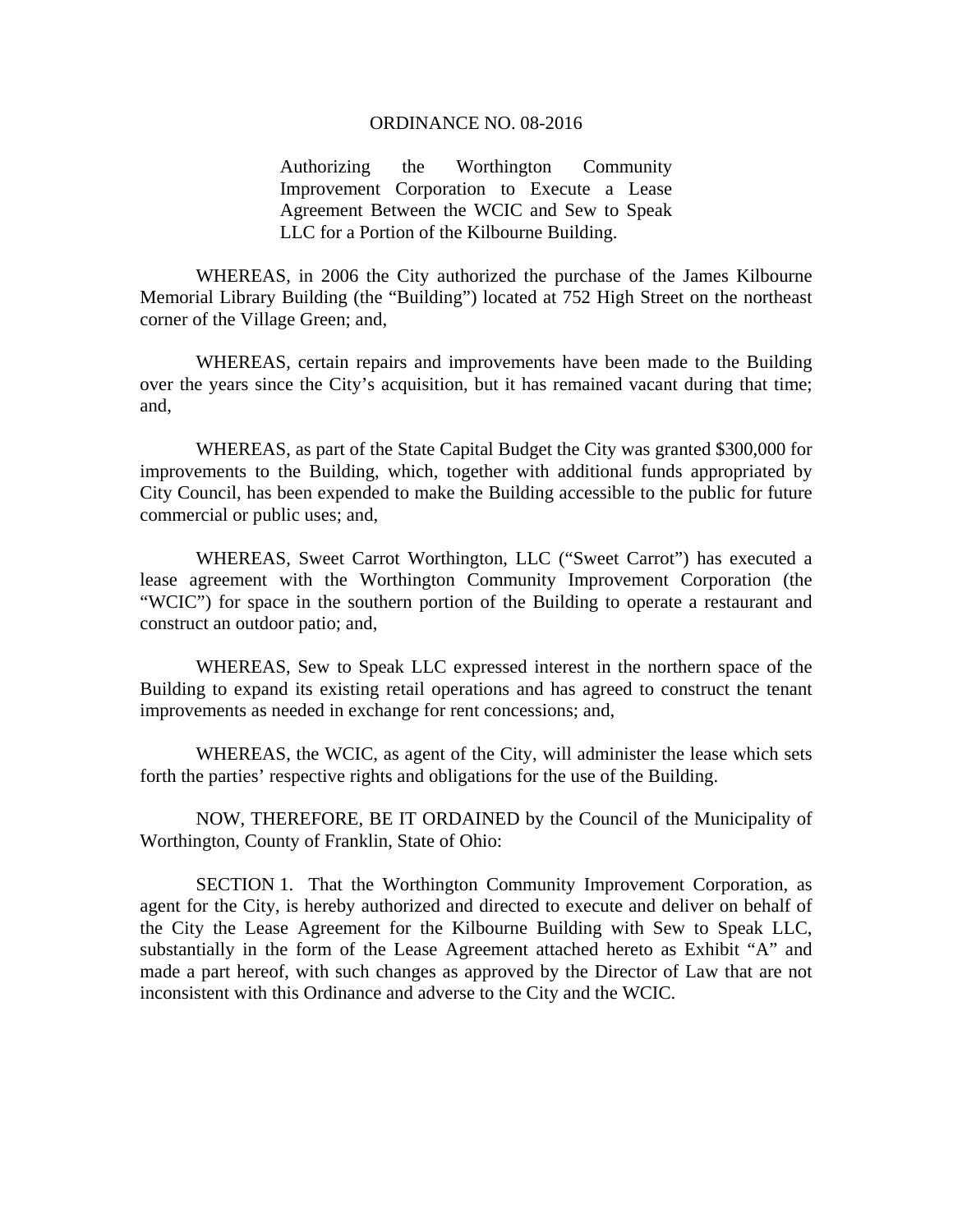# ORDINANCE NO. 08-2016

Authorizing the Worthington Community Improvement Corporation to Execute a Lease Agreement Between the WCIC and Sew to Speak LLC for a Portion of the Kilbourne Building.

WHEREAS, in 2006 the City authorized the purchase of the James Kilbourne Memorial Library Building (the "Building") located at 752 High Street on the northeast corner of the Village Green; and,

WHEREAS, certain repairs and improvements have been made to the Building over the years since the City's acquisition, but it has remained vacant during that time; and,

WHEREAS, as part of the State Capital Budget the City was granted $300,000 for improvements to the Building, which, together with additional funds appropriated by City Council, has been expended to make the Building accessible to the public for future commercial or public uses; and,

WHEREAS, Sweet Carrot Worthington, LLC ("Sweet Carrot") has executed a lease agreement with the Worthington Community Improvement Corporation (the "WCIC") for space in the southern portion of the Building to operate a restaurant and construct an outdoor patio; and,

WHEREAS, Sew to Speak LLC expressed interest in the northern space of the Building to expand its existing retail operations and has agreed to construct the tenant improvements as needed in exchange for rent concessions; and,

WHEREAS, the WCIC, as agent of the City, will administer the lease which sets forth the parties' respective rights and obligations for the use of the Building.

NOW, THEREFORE, BE IT ORDAINED by the Council of the Municipality of Worthington, County of Franklin, State of Ohio:

SECTION 1. That the Worthington Community Improvement Corporation, as agent for the City, is hereby authorized and directed to execute and deliver on behalf of the City the Lease Agreement for the Kilbourne Building with Sew to Speak LLC, substantially in the form of the Lease Agreement attached hereto as Exhibit "A" and made a part hereof, with such changes as approved by the Director of Law that are not inconsistent with this Ordinance and adverse to the City and the WCIC.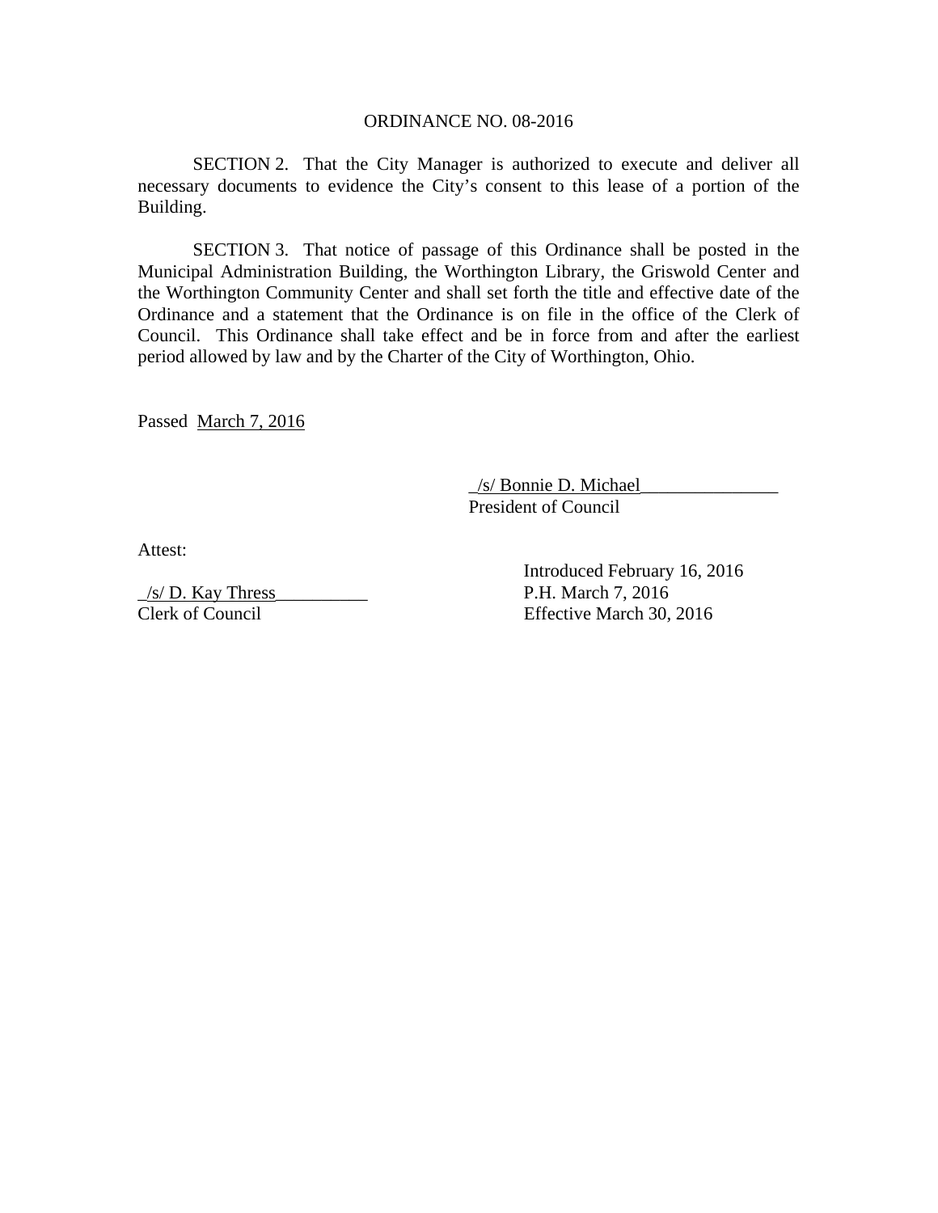ORDINANCE NO. 08-2016

SECTION 2. That the City Manager is authorized to execute and deliver all necessary documents to evidence the City's consent to this lease of a portion of the Building.

SECTION 3. That notice of passage of this Ordinance shall be posted in the Municipal Administration Building, the Worthington Library, the Griswold Center and the Worthington Community Center and shall set forth the title and effective date of the Ordinance and a statement that the Ordinance is on file in the office of the Clerk of Council. This Ordinance shall take effect and be in force from and after the earliest period allowed by law and by the Charter of the City of Worthington, Ohio.

Passed March 7, 2016

_/s/ Bonnie D. Michael_______________
President of Council

Attest:

_/s/ D. Kay Thress__________
Clerk of Council

Introduced February 16, 2016
P.H. March 7, 2016
Effective March 30, 2016